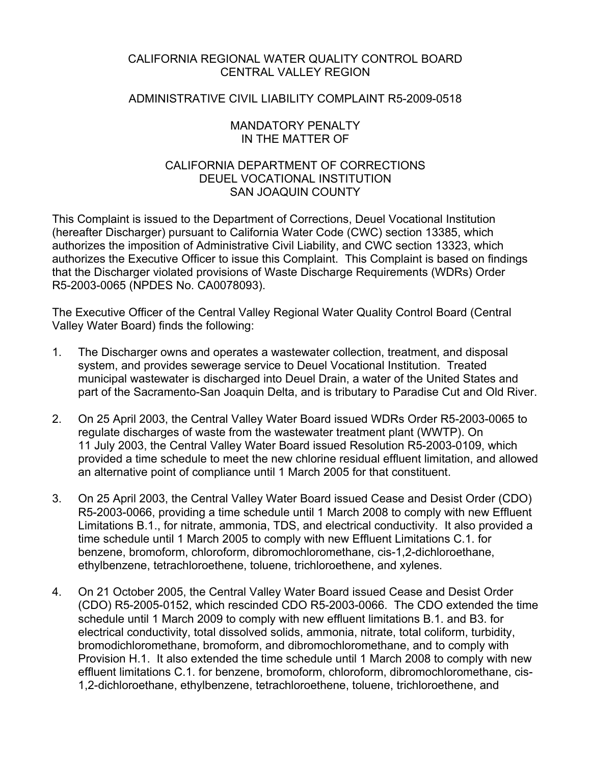CALIFORNIA REGIONAL WATER QUALITY CONTROL BOARD
CENTRAL VALLEY REGION

ADMINISTRATIVE CIVIL LIABILITY COMPLAINT R5-2009-0518

MANDATORY PENALTY
IN THE MATTER OF

CALIFORNIA DEPARTMENT OF CORRECTIONS
DEUEL VOCATIONAL INSTITUTION
SAN JOAQUIN COUNTY

This Complaint is issued to the Department of Corrections, Deuel Vocational Institution (hereafter Discharger) pursuant to California Water Code (CWC) section 13385, which authorizes the imposition of Administrative Civil Liability, and CWC section 13323, which authorizes the Executive Officer to issue this Complaint. This Complaint is based on findings that the Discharger violated provisions of Waste Discharge Requirements (WDRs) Order R5-2003-0065 (NPDES No. CA0078093).

The Executive Officer of the Central Valley Regional Water Quality Control Board (Central Valley Water Board) finds the following:

1. The Discharger owns and operates a wastewater collection, treatment, and disposal system, and provides sewerage service to Deuel Vocational Institution. Treated municipal wastewater is discharged into Deuel Drain, a water of the United States and part of the Sacramento-San Joaquin Delta, and is tributary to Paradise Cut and Old River.

2. On 25 April 2003, the Central Valley Water Board issued WDRs Order R5-2003-0065 to regulate discharges of waste from the wastewater treatment plant (WWTP). On 11 July 2003, the Central Valley Water Board issued Resolution R5-2003-0109, which provided a time schedule to meet the new chlorine residual effluent limitation, and allowed an alternative point of compliance until 1 March 2005 for that constituent.

3. On 25 April 2003, the Central Valley Water Board issued Cease and Desist Order (CDO) R5-2003-0066, providing a time schedule until 1 March 2008 to comply with new Effluent Limitations B.1., for nitrate, ammonia, TDS, and electrical conductivity. It also provided a time schedule until 1 March 2005 to comply with new Effluent Limitations C.1. for benzene, bromoform, chloroform, dibromochloromethane, cis-1,2-dichloroethane, ethylbenzene, tetrachloroethene, toluene, trichloroethene, and xylenes.

4. On 21 October 2005, the Central Valley Water Board issued Cease and Desist Order (CDO) R5-2005-0152, which rescinded CDO R5-2003-0066. The CDO extended the time schedule until 1 March 2009 to comply with new effluent limitations B.1. and B3. for electrical conductivity, total dissolved solids, ammonia, nitrate, total coliform, turbidity, bromodichloromethane, bromoform, and dibromochloromethane, and to comply with Provision H.1. It also extended the time schedule until 1 March 2008 to comply with new effluent limitations C.1. for benzene, bromoform, chloroform, dibromochloromethane, cis-1,2-dichloroethane, ethylbenzene, tetrachloroethene, toluene, trichloroethene, and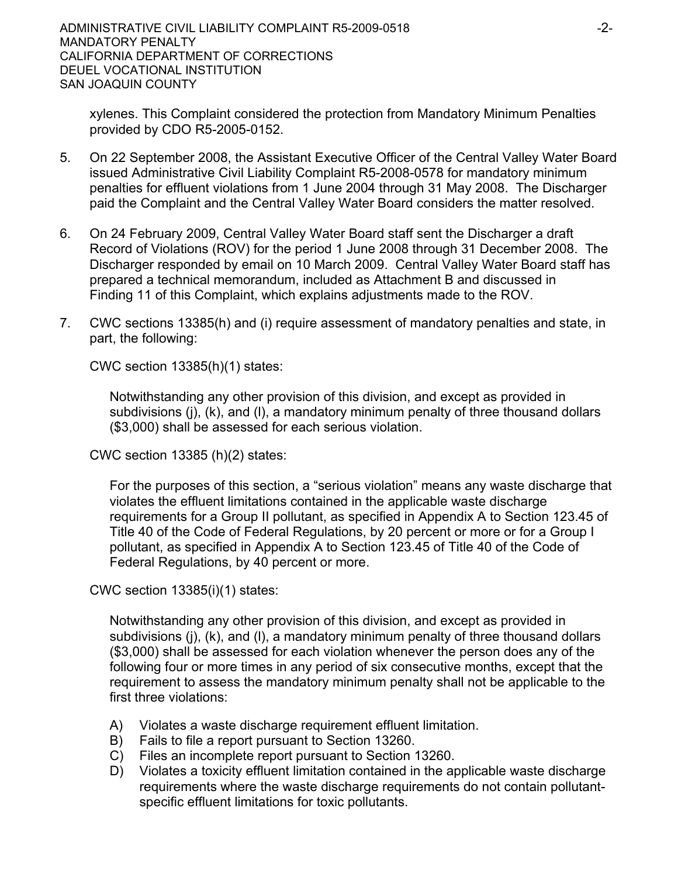xylenes. This Complaint considered the protection from Mandatory Minimum Penalties provided by CDO R5-2005-0152.

5. On 22 September 2008, the Assistant Executive Officer of the Central Valley Water Board issued Administrative Civil Liability Complaint R5-2008-0578 for mandatory minimum penalties for effluent violations from 1 June 2004 through 31 May 2008. The Discharger paid the Complaint and the Central Valley Water Board considers the matter resolved.

6. On 24 February 2009, Central Valley Water Board staff sent the Discharger a draft Record of Violations (ROV) for the period 1 June 2008 through 31 December 2008. The Discharger responded by email on 10 March 2009. Central Valley Water Board staff has prepared a technical memorandum, included as Attachment B and discussed in Finding 11 of this Complaint, which explains adjustments made to the ROV.

7. CWC sections 13385(h) and (i) require assessment of mandatory penalties and state, in part, the following:

   CWC section 13385(h)(1) states:

   > Notwithstanding any other provision of this division, and except as provided in subdivisions (j), (k), and (l), a mandatory minimum penalty of three thousand dollars ($3,000) shall be assessed for each serious violation.

   CWC section 13385 (h)(2) states:

   > For the purposes of this section, a "serious violation" means any waste discharge that violates the effluent limitations contained in the applicable waste discharge requirements for a Group II pollutant, as specified in Appendix A to Section 123.45 of Title 40 of the Code of Federal Regulations, by 20 percent or more or for a Group I pollutant, as specified in Appendix A to Section 123.45 of Title 40 of the Code of Federal Regulations, by 40 percent or more.

   CWC section 13385(i)(1) states:

   > Notwithstanding any other provision of this division, and except as provided in subdivisions (j), (k), and (l), a mandatory minimum penalty of three thousand dollars ($3,000) shall be assessed for each violation whenever the person does any of the following four or more times in any period of six consecutive months, except that the requirement to assess the mandatory minimum penalty shall not be applicable to the first three violations:
   >
   > A) Violates a waste discharge requirement effluent limitation.
   > B) Fails to file a report pursuant to Section 13260.
   > C) Files an incomplete report pursuant to Section 13260.
   > D) Violates a toxicity effluent limitation contained in the applicable waste discharge requirements where the waste discharge requirements do not contain pollutant-specific effluent limitations for toxic pollutants.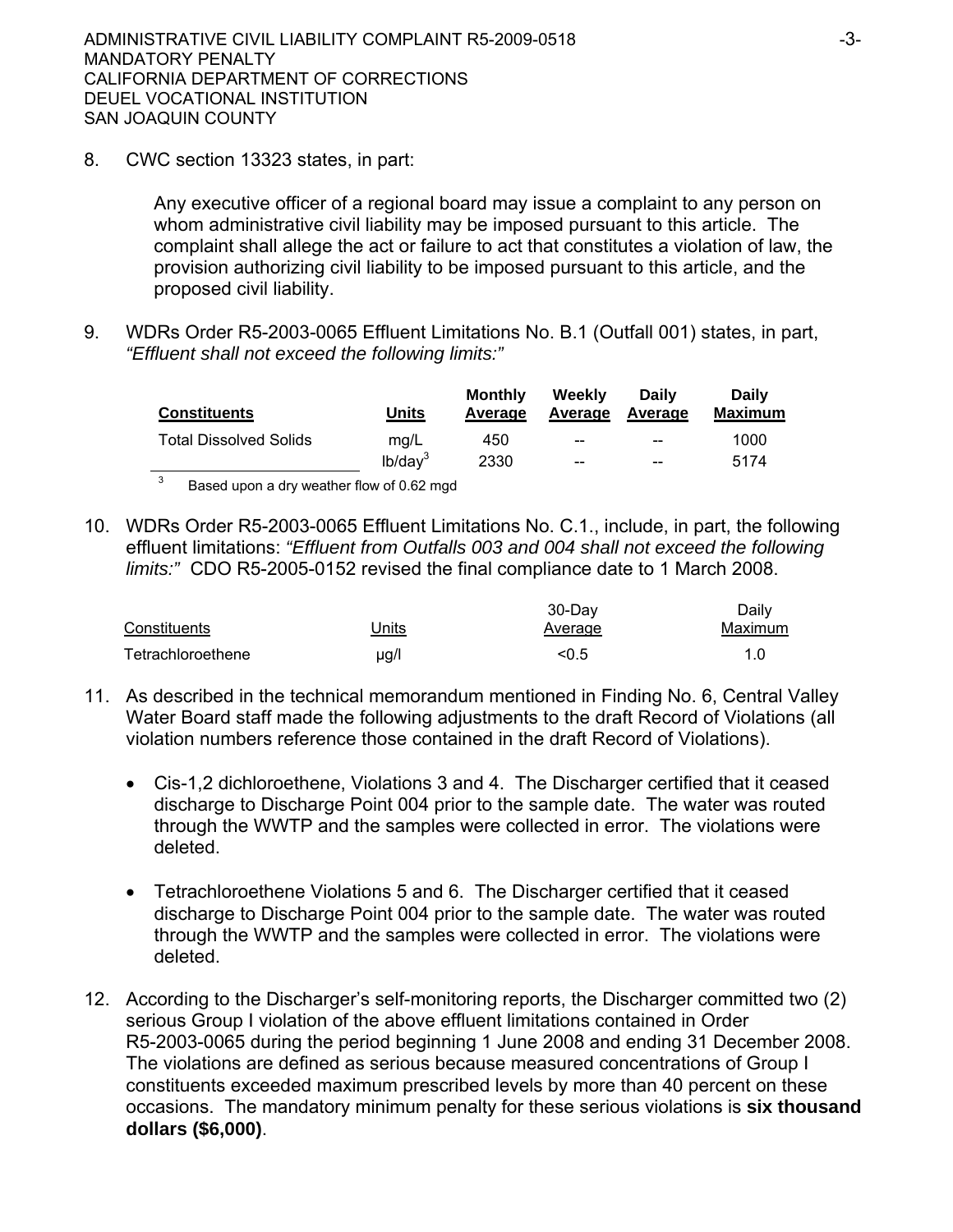8. CWC section 13323 states, in part:

   Any executive officer of a regional board may issue a complaint to any person on whom administrative civil liability may be imposed pursuant to this article. The complaint shall allege the act or failure to act that constitutes a violation of law, the provision authorizing civil liability to be imposed pursuant to this article, and the proposed civil liability.

9. WDRs Order R5-2003-0065 Effluent Limitations No. B.1 (Outfall 001) states, in part, *"Effluent shall not exceed the following limits:"*

| Constituents | Units | Monthly Average | Weekly Average | Daily Average | Daily Maximum |
|---|---|---|---|---|---|
| Total Dissolved Solids | mg/L | 450 | -- | -- | 1000 |
| | lb/day[3] | 2330 | -- | -- | 5174 |

[3] Based upon a dry weather flow of 0.62 mgd

10. WDRs Order R5-2003-0065 Effluent Limitations No. C.1., include, in part, the following effluent limitations: *"Effluent from Outfalls 003 and 004 shall not exceed the following limits:"* CDO R5-2005-0152 revised the final compliance date to 1 March 2008.

| Constituents | Units | 30-Day Average | Daily Maximum |
|---|---|---|---|
| Tetrachloroethene | µg/l | <0.5 | 1.0 |

11. As described in the technical memorandum mentioned in Finding No. 6, Central Valley Water Board staff made the following adjustments to the draft Record of Violations (all violation numbers reference those contained in the draft Record of Violations).

   - Cis-1,2 dichloroethene, Violations 3 and 4. The Discharger certified that it ceased discharge to Discharge Point 004 prior to the sample date. The water was routed through the WWTP and the samples were collected in error. The violations were deleted.

   - Tetrachloroethene Violations 5 and 6. The Discharger certified that it ceased discharge to Discharge Point 004 prior to the sample date. The water was routed through the WWTP and the samples were collected in error. The violations were deleted.

12. According to the Discharger's self-monitoring reports, the Discharger committed two (2) serious Group I violation of the above effluent limitations contained in Order R5-2003-0065 during the period beginning 1 June 2008 and ending 31 December 2008. The violations are defined as serious because measured concentrations of Group I constituents exceeded maximum prescribed levels by more than 40 percent on these occasions. The mandatory minimum penalty for these serious violations is **six thousand dollars ($6,000)**.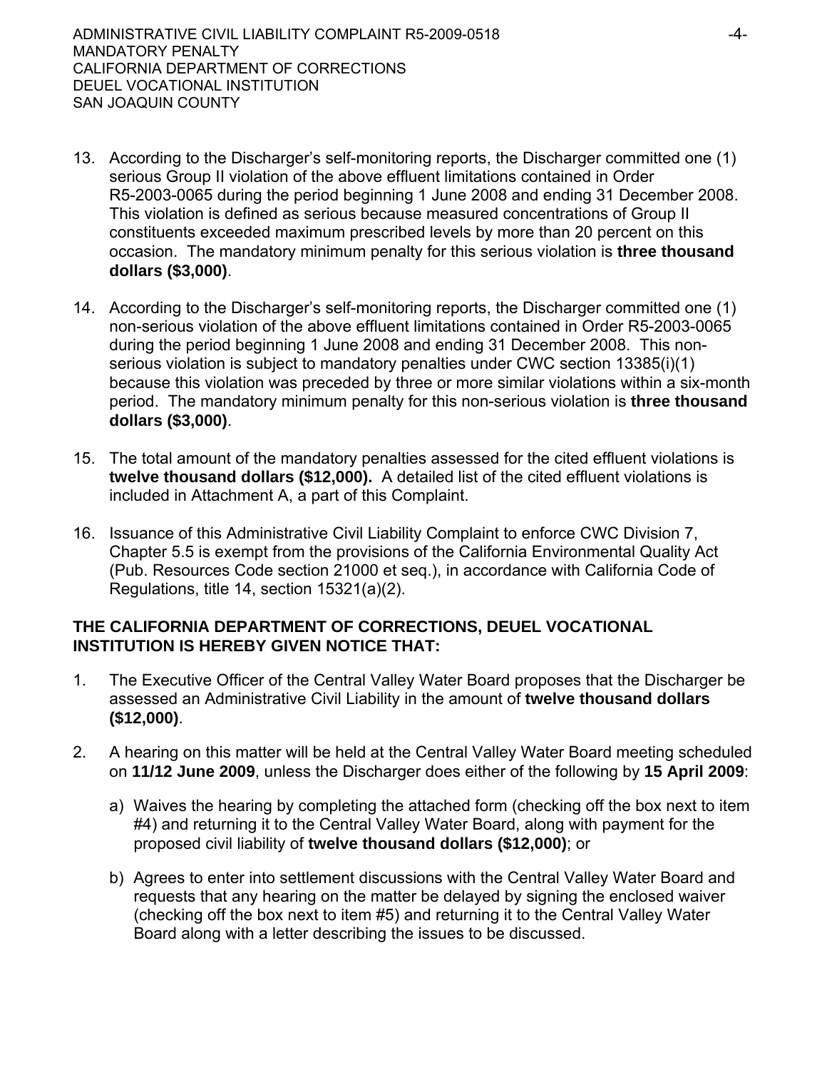13. According to the Discharger's self-monitoring reports, the Discharger committed one (1) serious Group II violation of the above effluent limitations contained in Order R5-2003-0065 during the period beginning 1 June 2008 and ending 31 December 2008. This violation is defined as serious because measured concentrations of Group II constituents exceeded maximum prescribed levels by more than 20 percent on this occasion. The mandatory minimum penalty for this serious violation is **three thousand dollars ($3,000)**.

14. According to the Discharger's self-monitoring reports, the Discharger committed one (1) non-serious violation of the above effluent limitations contained in Order R5-2003-0065 during the period beginning 1 June 2008 and ending 31 December 2008. This non-serious violation is subject to mandatory penalties under CWC section 13385(i)(1) because this violation was preceded by three or more similar violations within a six-month period. The mandatory minimum penalty for this non-serious violation is **three thousand dollars ($3,000)**.

15. The total amount of the mandatory penalties assessed for the cited effluent violations is **twelve thousand dollars ($12,000).** A detailed list of the cited effluent violations is included in Attachment A, a part of this Complaint.

16. Issuance of this Administrative Civil Liability Complaint to enforce CWC Division 7, Chapter 5.5 is exempt from the provisions of the California Environmental Quality Act (Pub. Resources Code section 21000 et seq.), in accordance with California Code of Regulations, title 14, section 15321(a)(2).

**THE CALIFORNIA DEPARTMENT OF CORRECTIONS, DEUEL VOCATIONAL INSTITUTION IS HEREBY GIVEN NOTICE THAT:**

1. The Executive Officer of the Central Valley Water Board proposes that the Discharger be assessed an Administrative Civil Liability in the amount of **twelve thousand dollars ($12,000)**.

2. A hearing on this matter will be held at the Central Valley Water Board meeting scheduled on **11/12 June 2009**, unless the Discharger does either of the following by **15 April 2009**:

   a) Waives the hearing by completing the attached form (checking off the box next to item #4) and returning it to the Central Valley Water Board, along with payment for the proposed civil liability of **twelve thousand dollars ($12,000)**; or

   b) Agrees to enter into settlement discussions with the Central Valley Water Board and requests that any hearing on the matter be delayed by signing the enclosed waiver (checking off the box next to item #5) and returning it to the Central Valley Water Board along with a letter describing the issues to be discussed.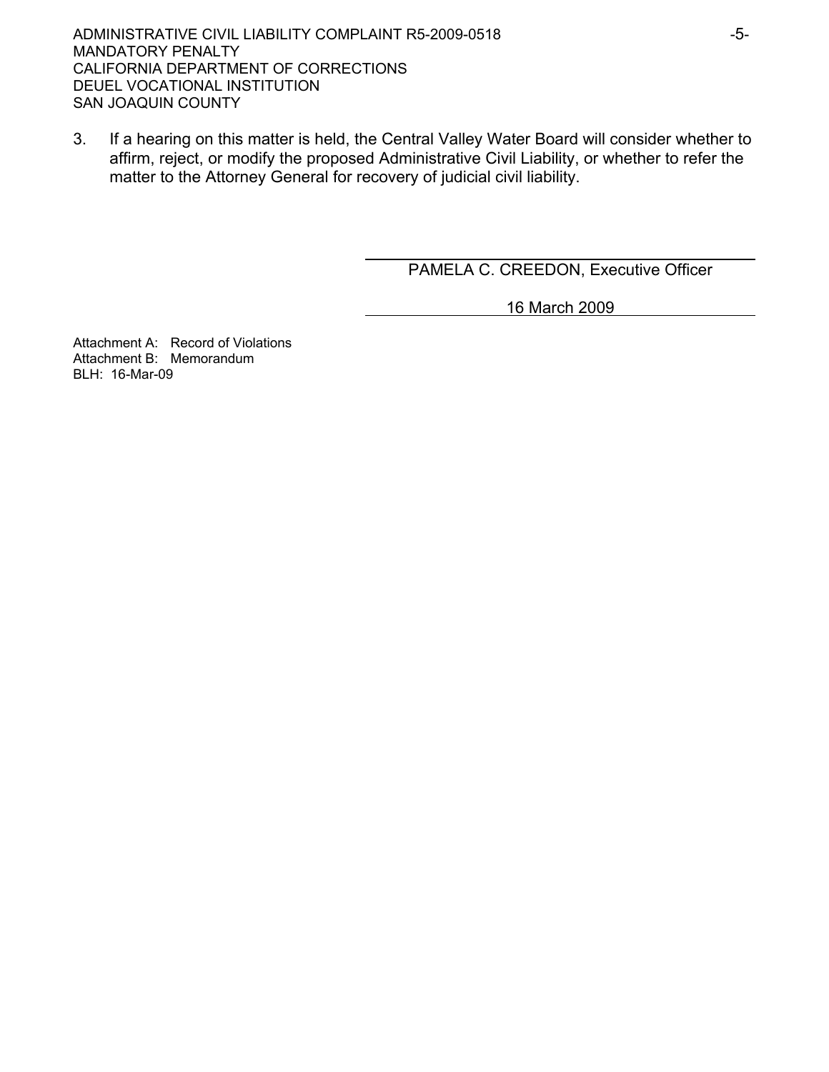3. If a hearing on this matter is held, the Central Valley Water Board will consider whether to affirm, reject, or modify the proposed Administrative Civil Liability, or whether to refer the matter to the Attorney General for recovery of judicial civil liability.

PAMELA C. CREEDON, Executive Officer

16 March 2009

Attachment A: Record of Violations
Attachment B: Memorandum
BLH: 16-Mar-09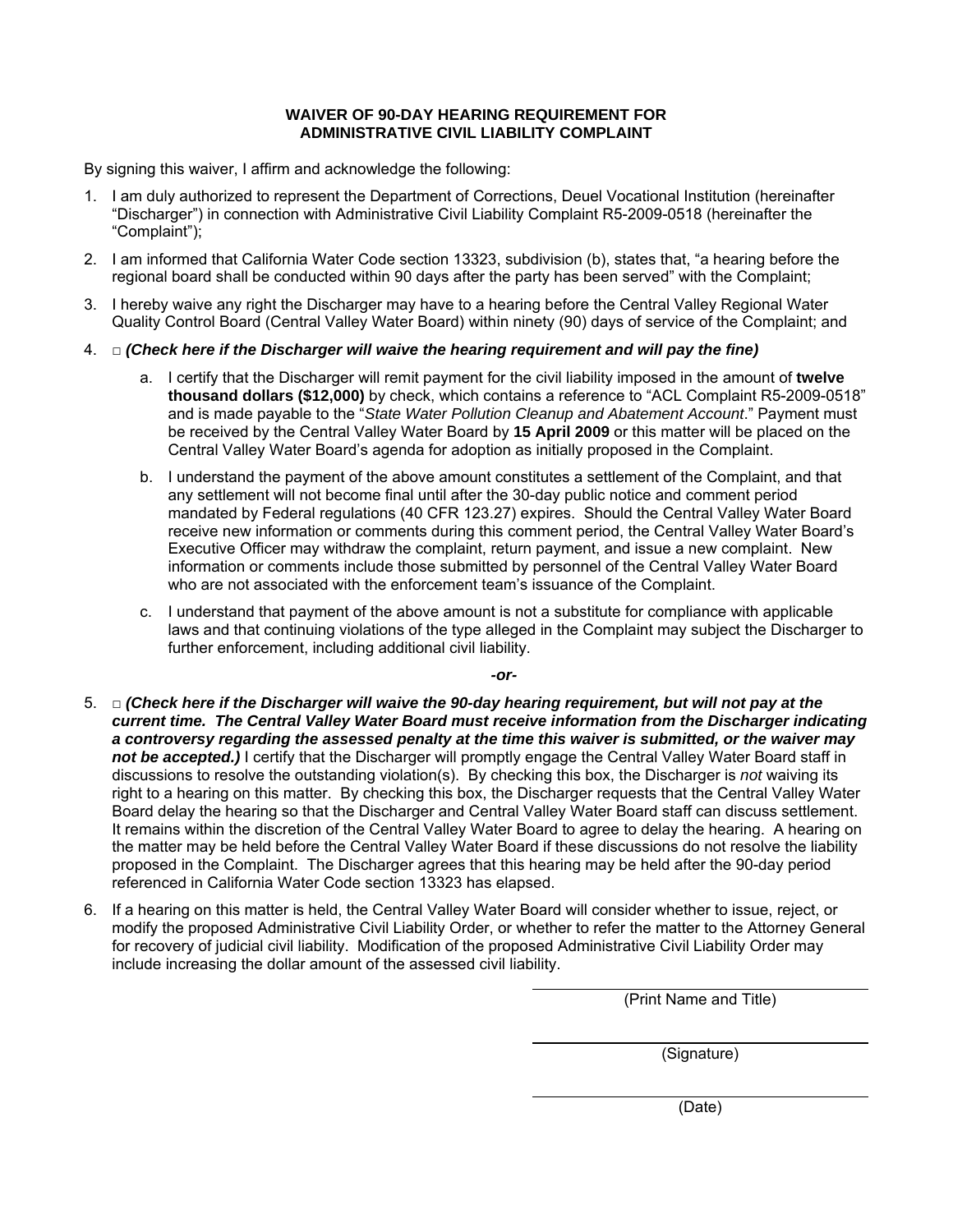# WAIVER OF 90-DAY HEARING REQUIREMENT FOR ADMINISTRATIVE CIVIL LIABILITY COMPLAINT

By signing this waiver, I affirm and acknowledge the following:

1. I am duly authorized to represent the Department of Corrections, Deuel Vocational Institution (hereinafter "Discharger") in connection with Administrative Civil Liability Complaint R5-2009-0518 (hereinafter the "Complaint");

2. I am informed that California Water Code section 13323, subdivision (b), states that, "a hearing before the regional board shall be conducted within 90 days after the party has been served" with the Complaint;

3. I hereby waive any right the Discharger may have to a hearing before the Central Valley Regional Water Quality Control Board (Central Valley Water Board) within ninety (90) days of service of the Complaint; and

4. □ ***(Check here if the Discharger will waive the hearing requirement and will pay the fine)***

   a. I certify that the Discharger will remit payment for the civil liability imposed in the amount of **twelve thousand dollars ($12,000)** by check, which contains a reference to "ACL Complaint R5-2009-0518" and is made payable to the "*State Water Pollution Cleanup and Abatement Account*." Payment must be received by the Central Valley Water Board by **15 April 2009** or this matter will be placed on the Central Valley Water Board's agenda for adoption as initially proposed in the Complaint.

   b. I understand the payment of the above amount constitutes a settlement of the Complaint, and that any settlement will not become final until after the 30-day public notice and comment period mandated by Federal regulations (40 CFR 123.27) expires. Should the Central Valley Water Board receive new information or comments during this comment period, the Central Valley Water Board's Executive Officer may withdraw the complaint, return payment, and issue a new complaint. New information or comments include those submitted by personnel of the Central Valley Water Board who are not associated with the enforcement team's issuance of the Complaint.

   c. I understand that payment of the above amount is not a substitute for compliance with applicable laws and that continuing violations of the type alleged in the Complaint may subject the Discharger to further enforcement, including additional civil liability.

***-or-***

5. □ ***(Check here if the Discharger will waive the 90-day hearing requirement, but will not pay at the current time. The Central Valley Water Board must receive information from the Discharger indicating a controversy regarding the assessed penalty at the time this waiver is submitted, or the waiver may not be accepted.)*** I certify that the Discharger will promptly engage the Central Valley Water Board staff in discussions to resolve the outstanding violation(s). By checking this box, the Discharger is *not* waiving its right to a hearing on this matter. By checking this box, the Discharger requests that the Central Valley Water Board delay the hearing so that the Discharger and Central Valley Water Board staff can discuss settlement. It remains within the discretion of the Central Valley Water Board to agree to delay the hearing. A hearing on the matter may be held before the Central Valley Water Board if these discussions do not resolve the liability proposed in the Complaint. The Discharger agrees that this hearing may be held after the 90-day period referenced in California Water Code section 13323 has elapsed.

6. If a hearing on this matter is held, the Central Valley Water Board will consider whether to issue, reject, or modify the proposed Administrative Civil Liability Order, or whether to refer the matter to the Attorney General for recovery of judicial civil liability. Modification of the proposed Administrative Civil Liability Order may include increasing the dollar amount of the assessed civil liability.

\_\_\_\_\_\_\_\_\_\_\_\_\_\_\_\_\_\_\_\_\_\_\_\_\_\_\_\_\_\_
(Print Name and Title)

\_\_\_\_\_\_\_\_\_\_\_\_\_\_\_\_\_\_\_\_\_\_\_\_\_\_\_\_\_\_
(Signature)

\_\_\_\_\_\_\_\_\_\_\_\_\_\_\_\_\_\_\_\_\_\_\_\_\_\_\_\_\_\_
(Date)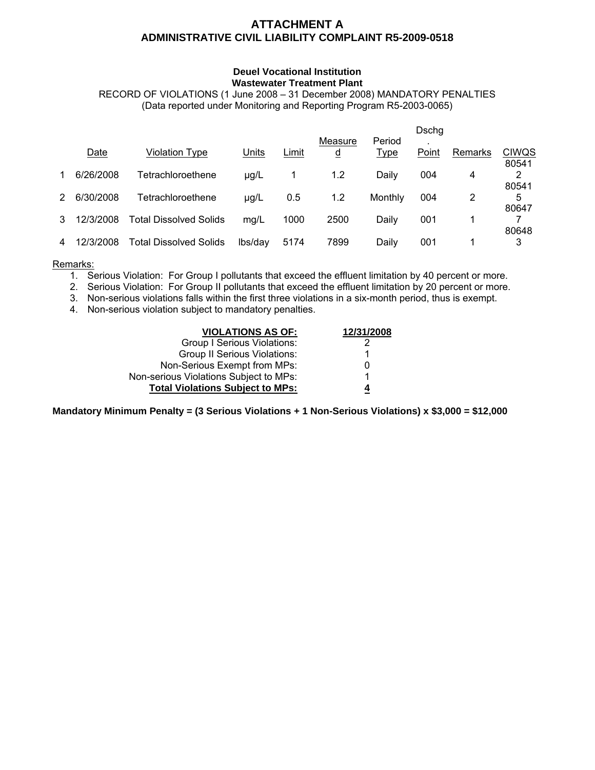# ATTACHMENT A
## ADMINISTRATIVE CIVIL LIABILITY COMPLAINT R5-2009-0518

### Deuel Vocational Institution
### Wastewater Treatment Plant

RECORD OF VIOLATIONS (1 June 2008 – 31 December 2008) MANDATORY PENALTIES
(Data reported under Monitoring and Reporting Program R5-2003-0065)

| | Date | Violation Type | Units | Limit | Measured | Period Type | Dschg. Point | Remarks | CIWQS |
|---|---|---|---|---|---|---|---|---|---|
| 1 | 6/26/2008 | Tetrachloroethene | µg/L | 1 | 1.2 | Daily | 004 | 4 | 805412 |
| 2 | 6/30/2008 | Tetrachloroethene | µg/L | 0.5 | 1.2 | Monthly | 004 | 2 | 805415 |
| 3 | 12/3/2008 | Total Dissolved Solids | mg/L | 1000 | 2500 | Daily | 001 | 1 | 806477 |
| 4 | 12/3/2008 | Total Dissolved Solids | lbs/day | 5174 | 7899 | Daily | 001 | 1 | 806483 |

Remarks:

1. Serious Violation: For Group I pollutants that exceed the effluent limitation by 40 percent or more.
2. Serious Violation: For Group II pollutants that exceed the effluent limitation by 20 percent or more.
3. Non-serious violations falls within the first three violations in a six-month period, thus is exempt.
4. Non-serious violation subject to mandatory penalties.

| VIOLATIONS AS OF: | 12/31/2008 |
|---|---|
| Group I Serious Violations: | 2 |
| Group II Serious Violations: | 1 |
| Non-Serious Exempt from MPs: | 0 |
| Non-serious Violations Subject to MPs: | 1 |
| **Total Violations Subject to MPs:** | **4** |

**Mandatory Minimum Penalty = (3 Serious Violations + 1 Non-Serious Violations) x $3,000 = $12,000**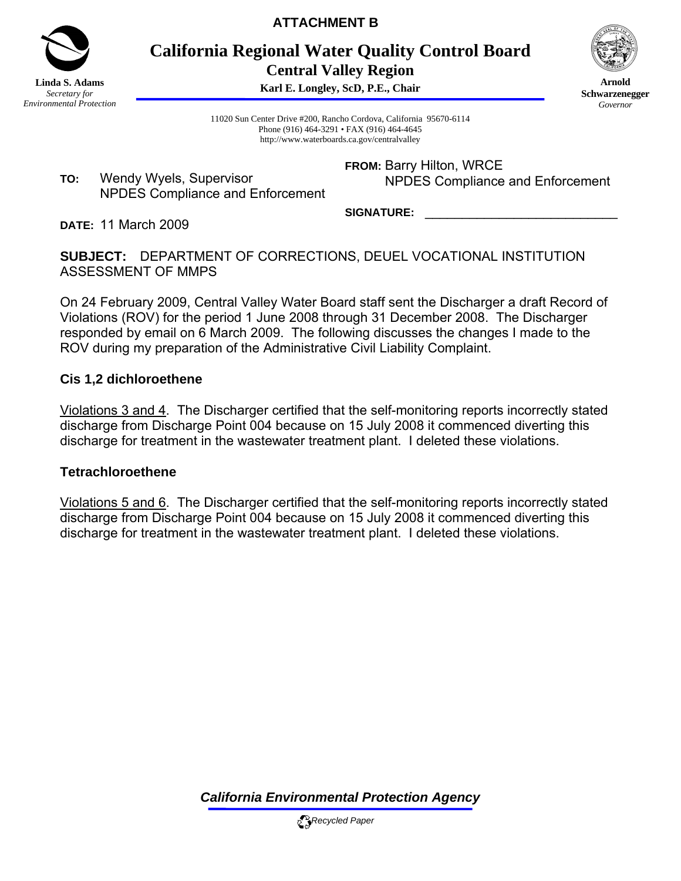ATTACHMENT B

# California Regional Water Quality Control Board
## Central Valley Region

**Karl E. Longley, ScD, P.E., Chair**

**Linda S. Adams**
*Secretary for Environmental Protection*

**Arnold Schwarzenegger**
*Governor*

11020 Sun Center Drive #200, Rancho Cordova, California 95670-6114
Phone (916) 464-3291 • FAX (916) 464-4645
http://www.waterboards.ca.gov/centralvalley

**TO:** Wendy Wyels, Supervisor
NPDES Compliance and Enforcement

**FROM:** Barry Hilton, WRCE
NPDES Compliance and Enforcement

**SIGNATURE:** ____________________________

**DATE:** 11 March 2009

**SUBJECT:** DEPARTMENT OF CORRECTIONS, DEUEL VOCATIONAL INSTITUTION ASSESSMENT OF MMPS

On 24 February 2009, Central Valley Water Board staff sent the Discharger a draft Record of Violations (ROV) for the period 1 June 2008 through 31 December 2008. The Discharger responded by email on 6 March 2009. The following discusses the changes I made to the ROV during my preparation of the Administrative Civil Liability Complaint.

### Cis 1,2 dichloroethene

Violations 3 and 4. The Discharger certified that the self-monitoring reports incorrectly stated discharge from Discharge Point 004 because on 15 July 2008 it commenced diverting this discharge for treatment in the wastewater treatment plant. I deleted these violations.

### Tetrachloroethene

Violations 5 and 6. The Discharger certified that the self-monitoring reports incorrectly stated discharge from Discharge Point 004 because on 15 July 2008 it commenced diverting this discharge for treatment in the wastewater treatment plant. I deleted these violations.

*California Environmental Protection Agency*

*Recycled Paper*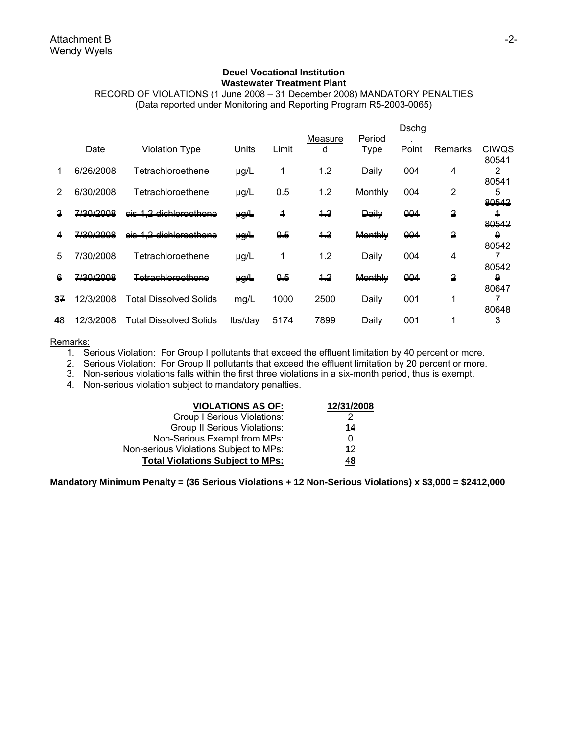**Deuel Vocational Institution**
**Wastewater Treatment Plant**
RECORD OF VIOLATIONS (1 June 2008 – 31 December 2008) MANDATORY PENALTIES
(Data reported under Monitoring and Reporting Program R5-2003-0065)

| | Date | Violation Type | Units | Limit | Measured | Period Type | Dschg. Point | Remarks | CIWQS |
|---|---|---|---|---|---|---|---|---|---|
| 1 | 6/26/2008 | Tetrachloroethene | µg/L | 1 | 1.2 | Daily | 004 | 4 | 805412 |
| 2 | 6/30/2008 | Tetrachloroethene | µg/L | 0.5 | 1.2 | Monthly | 004 | 2 | 805415 |
| ~~3~~ | ~~7/30/2008~~ | ~~cis-1,2-dichloroethene~~ | ~~µg/L~~ | ~~1~~ | ~~1.3~~ | ~~Daily~~ | ~~004~~ | ~~2~~ | ~~805421~~ |
| ~~4~~ | ~~7/30/2008~~ | ~~cis-1,2-dichloroethene~~ | ~~µg/L~~ | ~~0.5~~ | ~~1.3~~ | ~~Monthly~~ | ~~004~~ | ~~2~~ | ~~805420~~ |
| ~~5~~ | ~~7/30/2008~~ | ~~Tetrachloroethene~~ | ~~µg/L~~ | ~~1~~ | ~~1.2~~ | ~~Daily~~ | ~~004~~ | ~~4~~ | ~~805427~~ |
| ~~6~~ | ~~7/30/2008~~ | ~~Tetrachloroethene~~ | ~~µg/L~~ | ~~0.5~~ | ~~1.2~~ | ~~Monthly~~ | ~~004~~ | ~~2~~ | ~~805429~~ |
| **3**~~7~~ | 12/3/2008 | Total Dissolved Solids | mg/L | 1000 | 2500 | Daily | 001 | 1 | 806477 |
| **4**~~8~~ | 12/3/2008 | Total Dissolved Solids | lbs/day | 5174 | 7899 | Daily | 001 | 1 | 806483 |

Remarks:

1. Serious Violation: For Group I pollutants that exceed the effluent limitation by 40 percent or more.
2. Serious Violation: For Group II pollutants that exceed the effluent limitation by 20 percent or more.
3. Non-serious violations falls within the first three violations in a six-month period, thus is exempt.
4. Non-serious violation subject to mandatory penalties.

| VIOLATIONS AS OF: | 12/31/2008 |
|---|---|
| Group I Serious Violations: | 2 |
| Group II Serious Violations: | **1**~~4~~ |
| Non-Serious Exempt from MPs: | 0 |
| Non-serious Violations Subject to MPs: | **1**~~2~~ |
| **Total Violations Subject to MPs:** | 4~~8~~ |

**Mandatory Minimum Penalty = (3~~6~~ Serious Violations + 1~~2~~ Non-Serious Violations) x $3,000 = $~~24~~12,000**